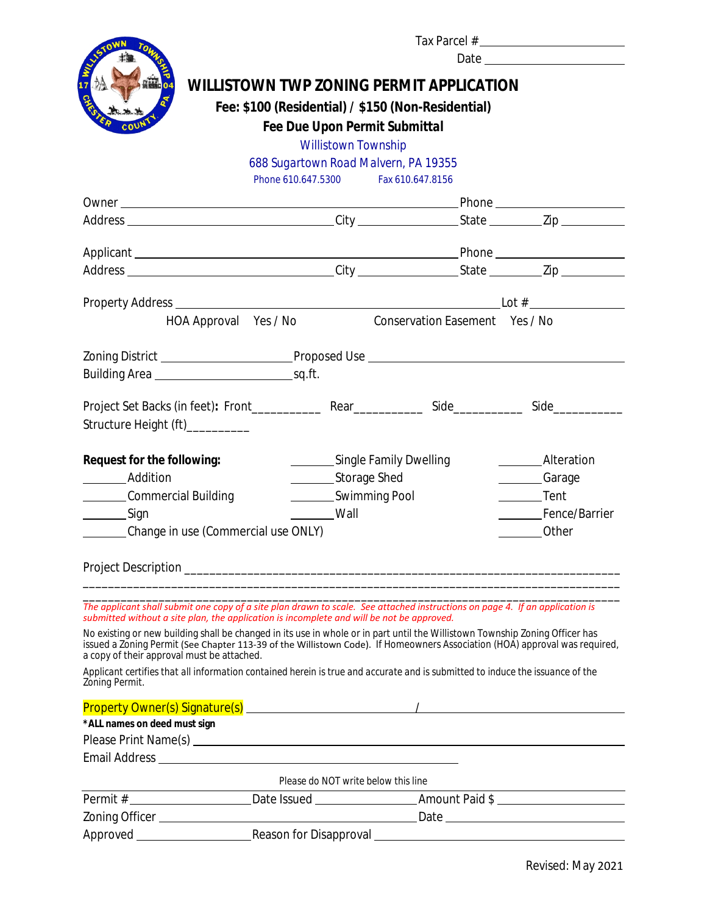Tax Parcel # ____________________

Date ____________________

# WILLISTOWN TWP ZONING PERMIT APPLICATION

**Fee: $100 (Residential) / $150 (Non-Residential)**

**Fee Due Upon Permit Submittal**

Willistown Township

688 Sugartown Road Malvern, PA 19355

Phone 610.647.5300 Fax 610.647.8156

Owner ______________________________ Phone ____________________

Address ______________________________ City ______________ State ________ Zip __________

Applicant ______________________________ Phone ____________________

Address ______________________________ City ______________ State ________ Zip __________

Property Address ______________________________ Lot # ______________

HOA Approval Yes / No Conservation Easement Yes / No

Zoning District ____________________ Proposed Use ______________________________

Building Area ____________________ sq.ft.

Project Set Backs (in feet)**:** Front__________ Rear__________ Side__________ Side__________

Structure Height (ft)_________

**Request for the following:**

| | | |
|---|---|---|
| | _______Single Family Dwelling | _______Alteration |
| _______Addition | _______Storage Shed | _______Garage |
| _______Commercial Building | _______Swimming Pool | _______Tent |
| _______Sign | _______Wall | _______Fence/Barrier |
| _______Change in use (Commercial use ONLY) | | _______Other |

Project Description ____________________________________________________________

____________________________________________________________________________

____________________________________________________________________________

*The applicant shall submit one copy of a site plan drawn to scale. See attached instructions on page 4. If an application is submitted without a site plan, the application is incomplete and will be not be approved.*

No existing or new building shall be changed in its use in whole or in part until the Willistown Township Zoning Officer has issued a Zoning Permit (See Chapter 113-39 of the Willistown Code). If Homeowners Association (HOA) approval was required, a copy of their approval must be attached.

Applicant certifies that all information contained herein is true and accurate and is submitted to induce the issuance of the Zoning Permit.

Property Owner(s) Signature(s) ____________________ / ____________________

**\*ALL names on deed must sign**

Please Print Name(s) ______________________________

Email Address ______________________________

Please do NOT write below this line

Permit # ______________ Date Issued ______________ Amount Paid $ ______________

Zoning Officer ______________________________ Date ______________

Approved ______________ Reason for Disapproval ______________________________

Revised: May 2021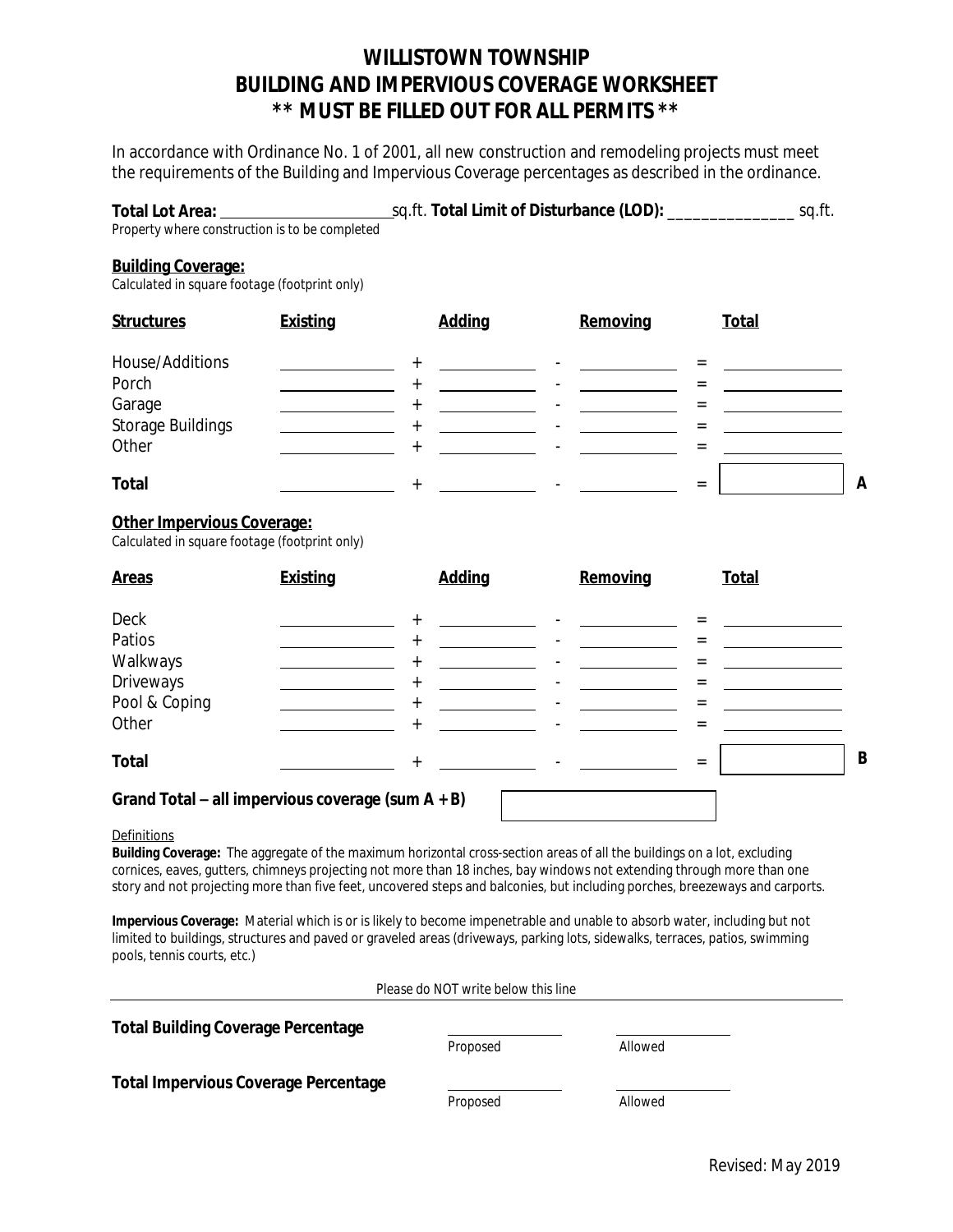# WILLISTOWN TOWNSHIP
# BUILDING AND IMPERVIOUS COVERAGE WORKSHEET
# ** MUST BE FILLED OUT FOR ALL PERMITS **

In accordance with Ordinance No. 1 of 2001, all new construction and remodeling projects must meet the requirements of the Building and Impervious Coverage percentages as described in the ordinance.

**Total Lot Area:** ____________________ sq.ft. **Total Limit of Disturbance (LOD):** _______________ sq.ft.
*Property where construction is to be completed*

**Building Coverage:**
*Calculated in square footage (footprint only)*

| Structures | Existing | | Adding | | Removing | | Total | |
|---|---|---|---|---|---|---|---|---|
| House/Additions | ________ | + | ________ | - | ________ | = | ________ | |
| Porch | ________ | + | ________ | - | ________ | = | ________ | |
| Garage | ________ | + | ________ | - | ________ | = | ________ | |
| Storage Buildings | ________ | + | ________ | - | ________ | = | ________ | |
| Other | ________ | + | ________ | - | ________ | = | ________ | |
| **Total** | ________ | + | ________ | - | ________ | = | [ ] | **A** |

**Other Impervious Coverage:**
*Calculated in square footage (footprint only)*

| Areas | Existing | | Adding | | Removing | | Total | |
|---|---|---|---|---|---|---|---|---|
| Deck | ________ | + | ________ | - | ________ | = | ________ | |
| Patios | ________ | + | ________ | - | ________ | = | ________ | |
| Walkways | ________ | + | ________ | - | ________ | = | ________ | |
| Driveways | ________ | + | ________ | - | ________ | = | ________ | |
| Pool & Coping | ________ | + | ________ | - | ________ | = | ________ | |
| Other | ________ | + | ________ | - | ________ | = | ________ | |
| **Total** | ________ | + | ________ | - | ________ | = | [ ] | **B** |

**Grand Total – all impervious coverage (sum A + B)** [ ]

Definitions

**Building Coverage:** The aggregate of the maximum horizontal cross-section areas of all the buildings on a lot, excluding cornices, eaves, gutters, chimneys projecting not more than 18 inches, bay windows not extending through more than one story and not projecting more than five feet, uncovered steps and balconies, but including porches, breezeways and carports.

**Impervious Coverage:** Material which is or is likely to become impenetrable and unable to absorb water, including but not limited to buildings, structures and paved or graveled areas (driveways, parking lots, sidewalks, terraces, patios, swimming pools, tennis courts, etc.)

*Please do NOT write below this line*

---

| | Proposed | Allowed |
|---|---|---|
| **Total Building Coverage Percentage** | ________ | ________ |
| **Total Impervious Coverage Percentage** | ________ | ________ |

Revised: May 2019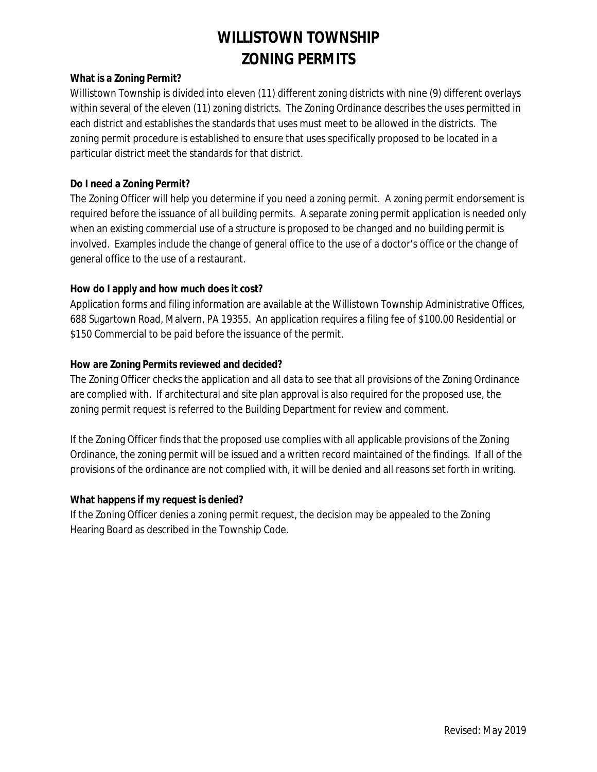# WILLISTOWN TOWNSHIP
# ZONING PERMITS

**What is a Zoning Permit?**

Willistown Township is divided into eleven (11) different zoning districts with nine (9) different overlays within several of the eleven (11) zoning districts. The Zoning Ordinance describes the uses permitted in each district and establishes the standards that uses must meet to be allowed in the districts. The zoning permit procedure is established to ensure that uses specifically proposed to be located in a particular district meet the standards for that district.

**Do I need a Zoning Permit?**

The Zoning Officer will help you determine if you need a zoning permit. A zoning permit endorsement is required before the issuance of all building permits. A separate zoning permit application is needed only when an existing commercial use of a structure is proposed to be changed and no building permit is involved. Examples include the change of general office to the use of a doctor's office or the change of general office to the use of a restaurant.

**How do I apply and how much does it cost?**

Application forms and filing information are available at the Willistown Township Administrative Offices, 688 Sugartown Road, Malvern, PA 19355. An application requires a filing fee of $100.00 Residential or $150 Commercial to be paid before the issuance of the permit.

**How are Zoning Permits reviewed and decided?**

The Zoning Officer checks the application and all data to see that all provisions of the Zoning Ordinance are complied with. If architectural and site plan approval is also required for the proposed use, the zoning permit request is referred to the Building Department for review and comment.

If the Zoning Officer finds that the proposed use complies with all applicable provisions of the Zoning Ordinance, the zoning permit will be issued and a written record maintained of the findings. If all of the provisions of the ordinance are not complied with, it will be denied and all reasons set forth in writing.

**What happens if my request is denied?**

If the Zoning Officer denies a zoning permit request, the decision may be appealed to the Zoning Hearing Board as described in the Township Code.

Revised: May 2019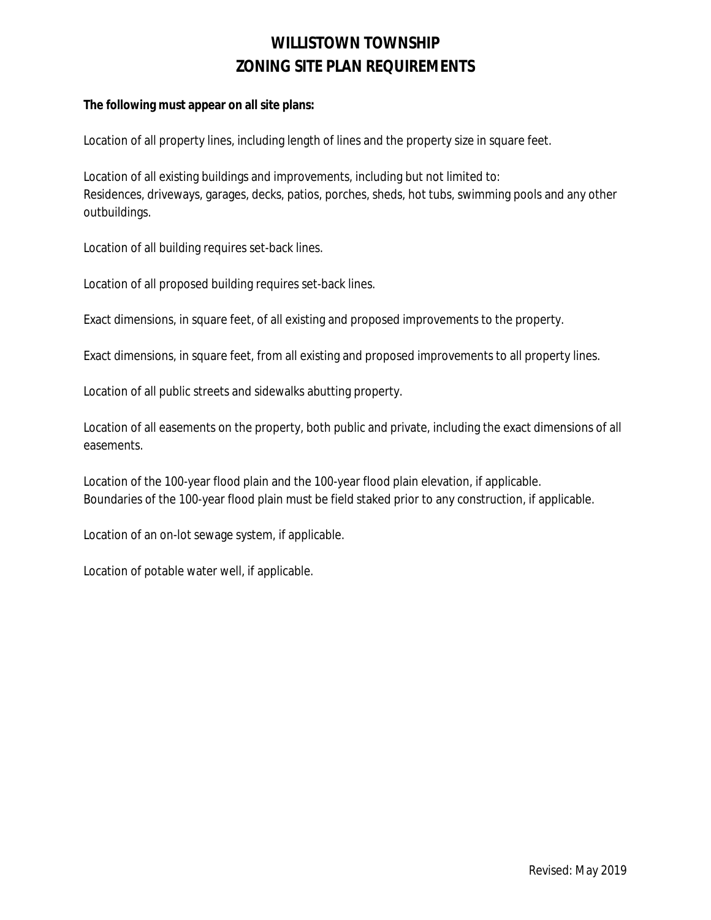# WILLISTOWN TOWNSHIP
# ZONING SITE PLAN REQUIREMENTS

**The following must appear on all site plans:**

Location of all property lines, including length of lines and the property size in square feet.

Location of all existing buildings and improvements, including but not limited to:
Residences, driveways, garages, decks, patios, porches, sheds, hot tubs, swimming pools and any other outbuildings.

Location of all building requires set-back lines.

Location of all proposed building requires set-back lines.

Exact dimensions, in square feet, of all existing and proposed improvements to the property.

Exact dimensions, in square feet, from all existing and proposed improvements to all property lines.

Location of all public streets and sidewalks abutting property.

Location of all easements on the property, both public and private, including the exact dimensions of all easements.

Location of the 100-year flood plain and the 100-year flood plain elevation, if applicable.
Boundaries of the 100-year flood plain must be field staked prior to any construction, if applicable.

Location of an on-lot sewage system, if applicable.

Location of potable water well, if applicable.

Revised: May 2019